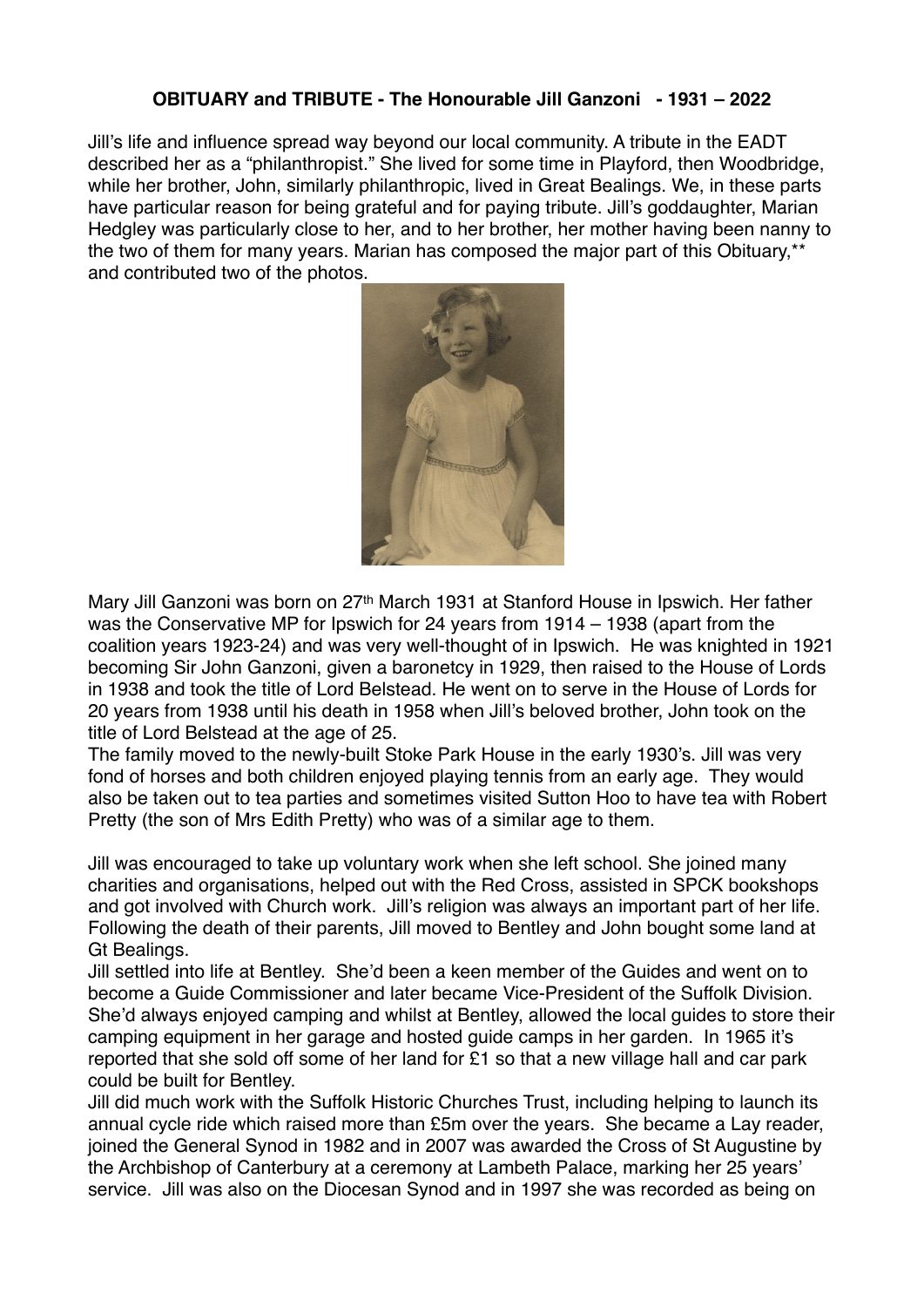**OBITUARY and TRIBUTE - The Honourable Jill Ganzoni - 1931 – 2022**

Jill's life and influence spread way beyond our local community. A tribute in the EADT described her as a "philanthropist." She lived for some time in Playford, then Woodbridge, while her brother, John, similarly philanthropic, lived in Great Bealings. We, in these parts have particular reason for being grateful and for paying tribute. Jill's goddaughter, Marian Hedgley was particularly close to her, and to her brother, her mother having been nanny to the two of them for many years. Marian has composed the major part of this Obituary,** and contributed two of the photos.

Mary Jill Ganzoni was born on 27th March 1931 at Stanford House in Ipswich. Her father was the Conservative MP for Ipswich for 24 years from 1914 – 1938 (apart from the coalition years 1923-24) and was very well-thought of in Ipswich. He was knighted in 1921 becoming Sir John Ganzoni, given a baronetcy in 1929, then raised to the House of Lords in 1938 and took the title of Lord Belstead. He went on to serve in the House of Lords for 20 years from 1938 until his death in 1958 when Jill's beloved brother, John took on the title of Lord Belstead at the age of 25.

The family moved to the newly-built Stoke Park House in the early 1930's. Jill was very fond of horses and both children enjoyed playing tennis from an early age. They would also be taken out to tea parties and sometimes visited Sutton Hoo to have tea with Robert Pretty (the son of Mrs Edith Pretty) who was of a similar age to them.

Jill was encouraged to take up voluntary work when she left school. She joined many charities and organisations, helped out with the Red Cross, assisted in SPCK bookshops and got involved with Church work. Jill's religion was always an important part of her life. Following the death of their parents, Jill moved to Bentley and John bought some land at Gt Bealings.

Jill settled into life at Bentley. She'd been a keen member of the Guides and went on to become a Guide Commissioner and later became Vice-President of the Suffolk Division. She'd always enjoyed camping and whilst at Bentley, allowed the local guides to store their camping equipment in her garage and hosted guide camps in her garden. In 1965 it's reported that she sold off some of her land for £1 so that a new village hall and car park could be built for Bentley.

Jill did much work with the Suffolk Historic Churches Trust, including helping to launch its annual cycle ride which raised more than £5m over the years. She became a Lay reader, joined the General Synod in 1982 and in 2007 was awarded the Cross of St Augustine by the Archbishop of Canterbury at a ceremony at Lambeth Palace, marking her 25 years' service. Jill was also on the Diocesan Synod and in 1997 she was recorded as being on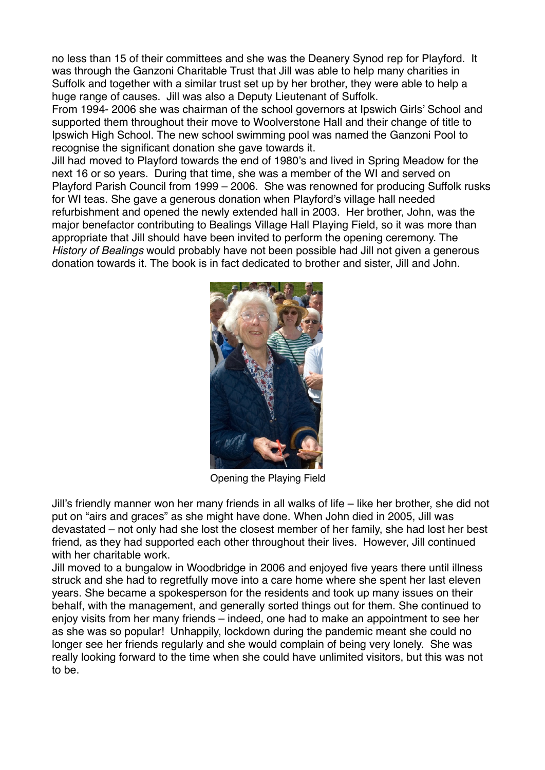no less than 15 of their committees and she was the Deanery Synod rep for Playford. It was through the Ganzoni Charitable Trust that Jill was able to help many charities in Suffolk and together with a similar trust set up by her brother, they were able to help a huge range of causes. Jill was also a Deputy Lieutenant of Suffolk.

From 1994- 2006 she was chairman of the school governors at Ipswich Girls' School and supported them throughout their move to Woolverstone Hall and their change of title to Ipswich High School. The new school swimming pool was named the Ganzoni Pool to recognise the significant donation she gave towards it.

Jill had moved to Playford towards the end of 1980's and lived in Spring Meadow for the next 16 or so years. During that time, she was a member of the WI and served on Playford Parish Council from 1999 – 2006. She was renowned for producing Suffolk rusks for WI teas. She gave a generous donation when Playford's village hall needed refurbishment and opened the newly extended hall in 2003. Her brother, John, was the major benefactor contributing to Bealings Village Hall Playing Field, so it was more than appropriate that Jill should have been invited to perform the opening ceremony. The *History of Bealings* would probably have not been possible had Jill not given a generous donation towards it. The book is in fact dedicated to brother and sister, Jill and John.

Opening the Playing Field

Jill's friendly manner won her many friends in all walks of life – like her brother, she did not put on "airs and graces" as she might have done. When John died in 2005, Jill was devastated – not only had she lost the closest member of her family, she had lost her best friend, as they had supported each other throughout their lives. However, Jill continued with her charitable work.

Jill moved to a bungalow in Woodbridge in 2006 and enjoyed five years there until illness struck and she had to regretfully move into a care home where she spent her last eleven years. She became a spokesperson for the residents and took up many issues on their behalf, with the management, and generally sorted things out for them. She continued to enjoy visits from her many friends – indeed, one had to make an appointment to see her as she was so popular! Unhappily, lockdown during the pandemic meant she could no longer see her friends regularly and she would complain of being very lonely. She was really looking forward to the time when she could have unlimited visitors, but this was not to be.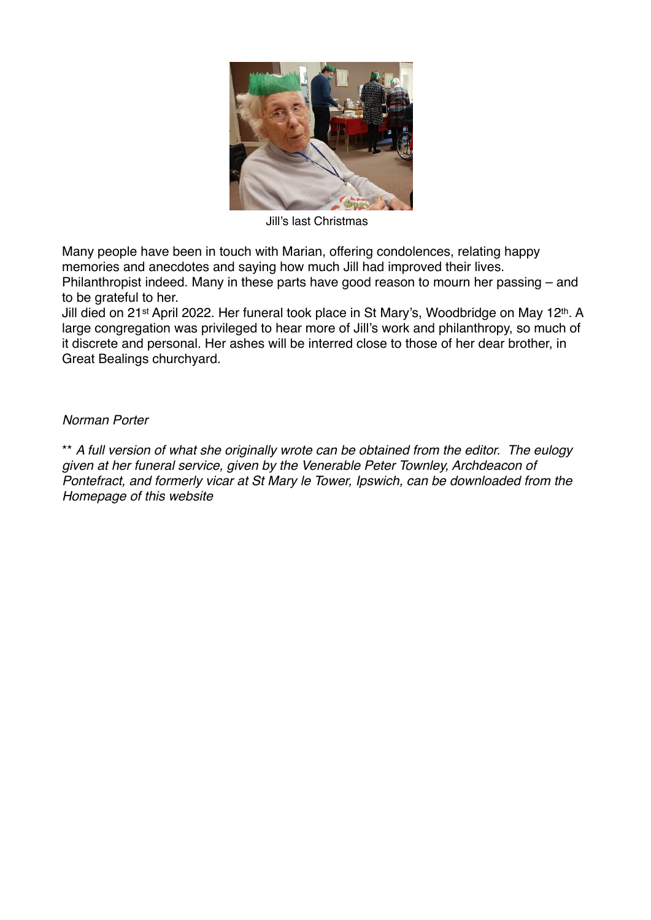Jill's last Christmas

Many people have been in touch with Marian, offering condolences, relating happy memories and anecdotes and saying how much Jill had improved their lives. Philanthropist indeed. Many in these parts have good reason to mourn her passing – and to be grateful to her.

Jill died on 21st April 2022. Her funeral took place in St Mary's, Woodbridge on May 12th. A large congregation was privileged to hear more of Jill's work and philanthropy, so much of it discrete and personal. Her ashes will be interred close to those of her dear brother, in Great Bealings churchyard.

*Norman Porter*

** *A full version of what she originally wrote can be obtained from the editor. The eulogy given at her funeral service, given by the Venerable Peter Townley, Archdeacon of Pontefract, and formerly vicar at St Mary le Tower, Ipswich, can be downloaded from the Homepage of this website*